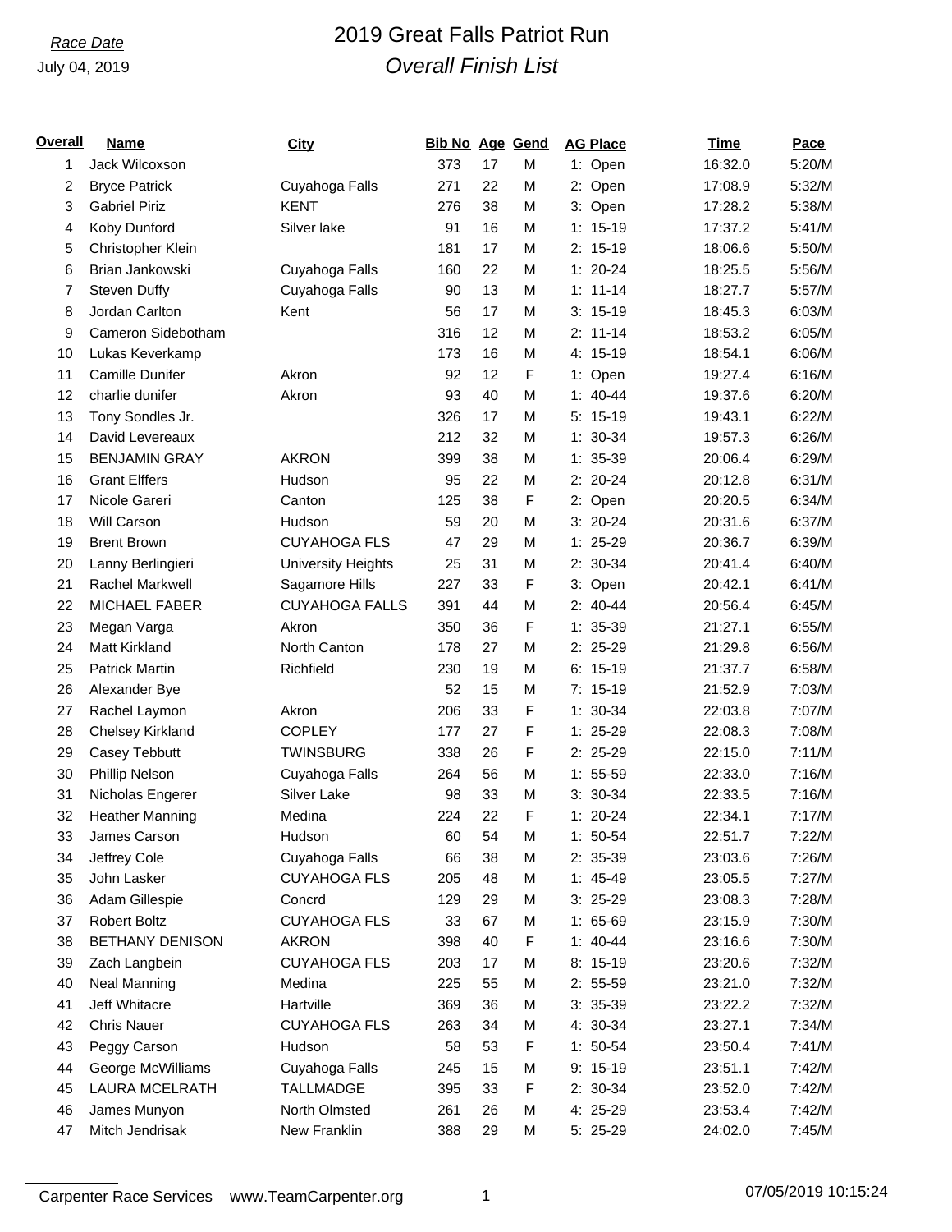*Race Date*

July 04, 2019

# 2019 Great Falls Patriot Run

## *Overall Finish List*

| Overall | Name | City | Bib No | Age | Gend | AG Place | Time | Pace |
|---|---|---|---|---|---|---|---|---|
| 1 | Jack Wilcoxson | | 373 | 17 | M | 1: Open | 16:32.0 | 5:20/M |
| 2 | Bryce Patrick | Cuyahoga Falls | 271 | 22 | M | 2: Open | 17:08.9 | 5:32/M |
| 3 | Gabriel Piriz | KENT | 276 | 38 | M | 3: Open | 17:28.2 | 5:38/M |
| 4 | Koby Dunford | Silver lake | 91 | 16 | M | 1: 15-19 | 17:37.2 | 5:41/M |
| 5 | Christopher Klein | | 181 | 17 | M | 2: 15-19 | 18:06.6 | 5:50/M |
| 6 | Brian Jankowski | Cuyahoga Falls | 160 | 22 | M | 1: 20-24 | 18:25.5 | 5:56/M |
| 7 | Steven Duffy | Cuyahoga Falls | 90 | 13 | M | 1: 11-14 | 18:27.7 | 5:57/M |
| 8 | Jordan Carlton | Kent | 56 | 17 | M | 3: 15-19 | 18:45.3 | 6:03/M |
| 9 | Cameron Sidebotham | | 316 | 12 | M | 2: 11-14 | 18:53.2 | 6:05/M |
| 10 | Lukas Keverkamp | | 173 | 16 | M | 4: 15-19 | 18:54.1 | 6:06/M |
| 11 | Camille Dunifer | Akron | 92 | 12 | F | 1: Open | 19:27.4 | 6:16/M |
| 12 | charlie dunifer | Akron | 93 | 40 | M | 1: 40-44 | 19:37.6 | 6:20/M |
| 13 | Tony Sondles Jr. | | 326 | 17 | M | 5: 15-19 | 19:43.1 | 6:22/M |
| 14 | David Levereaux | | 212 | 32 | M | 1: 30-34 | 19:57.3 | 6:26/M |
| 15 | BENJAMIN GRAY | AKRON | 399 | 38 | M | 1: 35-39 | 20:06.4 | 6:29/M |
| 16 | Grant Elffers | Hudson | 95 | 22 | M | 2: 20-24 | 20:12.8 | 6:31/M |
| 17 | Nicole Gareri | Canton | 125 | 38 | F | 2: Open | 20:20.5 | 6:34/M |
| 18 | Will Carson | Hudson | 59 | 20 | M | 3: 20-24 | 20:31.6 | 6:37/M |
| 19 | Brent Brown | CUYAHOGA FLS | 47 | 29 | M | 1: 25-29 | 20:36.7 | 6:39/M |
| 20 | Lanny Berlingieri | University Heights | 25 | 31 | M | 2: 30-34 | 20:41.4 | 6:40/M |
| 21 | Rachel Markwell | Sagamore Hills | 227 | 33 | F | 3: Open | 20:42.1 | 6:41/M |
| 22 | MICHAEL FABER | CUYAHOGA FALLS | 391 | 44 | M | 2: 40-44 | 20:56.4 | 6:45/M |
| 23 | Megan Varga | Akron | 350 | 36 | F | 1: 35-39 | 21:27.1 | 6:55/M |
| 24 | Matt Kirkland | North Canton | 178 | 27 | M | 2: 25-29 | 21:29.8 | 6:56/M |
| 25 | Patrick Martin | Richfield | 230 | 19 | M | 6: 15-19 | 21:37.7 | 6:58/M |
| 26 | Alexander Bye | | 52 | 15 | M | 7: 15-19 | 21:52.9 | 7:03/M |
| 27 | Rachel Laymon | Akron | 206 | 33 | F | 1: 30-34 | 22:03.8 | 7:07/M |
| 28 | Chelsey Kirkland | COPLEY | 177 | 27 | F | 1: 25-29 | 22:08.3 | 7:08/M |
| 29 | Casey Tebbutt | TWINSBURG | 338 | 26 | F | 2: 25-29 | 22:15.0 | 7:11/M |
| 30 | Phillip Nelson | Cuyahoga Falls | 264 | 56 | M | 1: 55-59 | 22:33.0 | 7:16/M |
| 31 | Nicholas Engerer | Silver Lake | 98 | 33 | M | 3: 30-34 | 22:33.5 | 7:16/M |
| 32 | Heather Manning | Medina | 224 | 22 | F | 1: 20-24 | 22:34.1 | 7:17/M |
| 33 | James Carson | Hudson | 60 | 54 | M | 1: 50-54 | 22:51.7 | 7:22/M |
| 34 | Jeffrey Cole | Cuyahoga Falls | 66 | 38 | M | 2: 35-39 | 23:03.6 | 7:26/M |
| 35 | John Lasker | CUYAHOGA FLS | 205 | 48 | M | 1: 45-49 | 23:05.5 | 7:27/M |
| 36 | Adam Gillespie | Concrd | 129 | 29 | M | 3: 25-29 | 23:08.3 | 7:28/M |
| 37 | Robert Boltz | CUYAHOGA FLS | 33 | 67 | M | 1: 65-69 | 23:15.9 | 7:30/M |
| 38 | BETHANY DENISON | AKRON | 398 | 40 | F | 1: 40-44 | 23:16.6 | 7:30/M |
| 39 | Zach Langbein | CUYAHOGA FLS | 203 | 17 | M | 8: 15-19 | 23:20.6 | 7:32/M |
| 40 | Neal Manning | Medina | 225 | 55 | M | 2: 55-59 | 23:21.0 | 7:32/M |
| 41 | Jeff Whitacre | Hartville | 369 | 36 | M | 3: 35-39 | 23:22.2 | 7:32/M |
| 42 | Chris Nauer | CUYAHOGA FLS | 263 | 34 | M | 4: 30-34 | 23:27.1 | 7:34/M |
| 43 | Peggy Carson | Hudson | 58 | 53 | F | 1: 50-54 | 23:50.4 | 7:41/M |
| 44 | George McWilliams | Cuyahoga Falls | 245 | 15 | M | 9: 15-19 | 23:51.1 | 7:42/M |
| 45 | LAURA MCELRATH | TALLMADGE | 395 | 33 | F | 2: 30-34 | 23:52.0 | 7:42/M |
| 46 | James Munyon | North Olmsted | 261 | 26 | M | 4: 25-29 | 23:53.4 | 7:42/M |
| 47 | Mitch Jendrisak | New Franklin | 388 | 29 | M | 5: 25-29 | 24:02.0 | 7:45/M |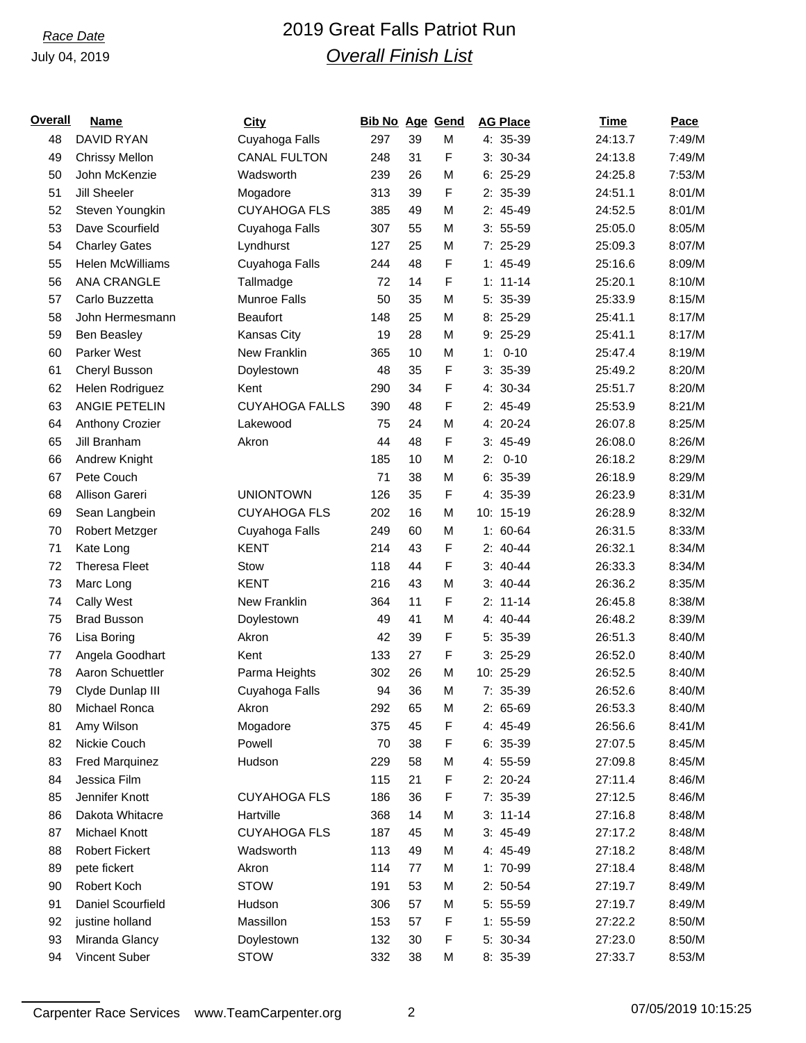*Race Date*
July 04, 2019

# 2019 Great Falls Patriot Run

## *Overall Finish List*

| Overall | Name | City | Bib No | Age | Gend | AG Place | Time | Pace |
|---|---|---|---|---|---|---|---|---|
| 48 | DAVID RYAN | Cuyahoga Falls | 297 | 39 | M | 4: 35-39 | 24:13.7 | 7:49/M |
| 49 | Chrissy Mellon | CANAL FULTON | 248 | 31 | F | 3: 30-34 | 24:13.8 | 7:49/M |
| 50 | John McKenzie | Wadsworth | 239 | 26 | M | 6: 25-29 | 24:25.8 | 7:53/M |
| 51 | Jill Sheeler | Mogadore | 313 | 39 | F | 2: 35-39 | 24:51.1 | 8:01/M |
| 52 | Steven Youngkin | CUYAHOGA FLS | 385 | 49 | M | 2: 45-49 | 24:52.5 | 8:01/M |
| 53 | Dave Scourfield | Cuyahoga Falls | 307 | 55 | M | 3: 55-59 | 25:05.0 | 8:05/M |
| 54 | Charley Gates | Lyndhurst | 127 | 25 | M | 7: 25-29 | 25:09.3 | 8:07/M |
| 55 | Helen McWilliams | Cuyahoga Falls | 244 | 48 | F | 1: 45-49 | 25:16.6 | 8:09/M |
| 56 | ANA CRANGLE | Tallmadge | 72 | 14 | F | 1: 11-14 | 25:20.1 | 8:10/M |
| 57 | Carlo Buzzetta | Munroe Falls | 50 | 35 | M | 5: 35-39 | 25:33.9 | 8:15/M |
| 58 | John Hermesmann | Beaufort | 148 | 25 | M | 8: 25-29 | 25:41.1 | 8:17/M |
| 59 | Ben Beasley | Kansas City | 19 | 28 | M | 9: 25-29 | 25:41.1 | 8:17/M |
| 60 | Parker West | New Franklin | 365 | 10 | M | 1: 0-10 | 25:47.4 | 8:19/M |
| 61 | Cheryl Busson | Doylestown | 48 | 35 | F | 3: 35-39 | 25:49.2 | 8:20/M |
| 62 | Helen Rodriguez | Kent | 290 | 34 | F | 4: 30-34 | 25:51.7 | 8:20/M |
| 63 | ANGIE PETELIN | CUYAHOGA FALLS | 390 | 48 | F | 2: 45-49 | 25:53.9 | 8:21/M |
| 64 | Anthony Crozier | Lakewood | 75 | 24 | M | 4: 20-24 | 26:07.8 | 8:25/M |
| 65 | Jill Branham | Akron | 44 | 48 | F | 3: 45-49 | 26:08.0 | 8:26/M |
| 66 | Andrew Knight | | 185 | 10 | M | 2: 0-10 | 26:18.2 | 8:29/M |
| 67 | Pete Couch | | 71 | 38 | M | 6: 35-39 | 26:18.9 | 8:29/M |
| 68 | Allison Gareri | UNIONTOWN | 126 | 35 | F | 4: 35-39 | 26:23.9 | 8:31/M |
| 69 | Sean Langbein | CUYAHOGA FLS | 202 | 16 | M | 10: 15-19 | 26:28.9 | 8:32/M |
| 70 | Robert Metzger | Cuyahoga Falls | 249 | 60 | M | 1: 60-64 | 26:31.5 | 8:33/M |
| 71 | Kate Long | KENT | 214 | 43 | F | 2: 40-44 | 26:32.1 | 8:34/M |
| 72 | Theresa Fleet | Stow | 118 | 44 | F | 3: 40-44 | 26:33.3 | 8:34/M |
| 73 | Marc Long | KENT | 216 | 43 | M | 3: 40-44 | 26:36.2 | 8:35/M |
| 74 | Cally West | New Franklin | 364 | 11 | F | 2: 11-14 | 26:45.8 | 8:38/M |
| 75 | Brad Busson | Doylestown | 49 | 41 | M | 4: 40-44 | 26:48.2 | 8:39/M |
| 76 | Lisa Boring | Akron | 42 | 39 | F | 5: 35-39 | 26:51.3 | 8:40/M |
| 77 | Angela Goodhart | Kent | 133 | 27 | F | 3: 25-29 | 26:52.0 | 8:40/M |
| 78 | Aaron Schuettler | Parma Heights | 302 | 26 | M | 10: 25-29 | 26:52.5 | 8:40/M |
| 79 | Clyde Dunlap III | Cuyahoga Falls | 94 | 36 | M | 7: 35-39 | 26:52.6 | 8:40/M |
| 80 | Michael Ronca | Akron | 292 | 65 | M | 2: 65-69 | 26:53.3 | 8:40/M |
| 81 | Amy Wilson | Mogadore | 375 | 45 | F | 4: 45-49 | 26:56.6 | 8:41/M |
| 82 | Nickie Couch | Powell | 70 | 38 | F | 6: 35-39 | 27:07.5 | 8:45/M |
| 83 | Fred Marquinez | Hudson | 229 | 58 | M | 4: 55-59 | 27:09.8 | 8:45/M |
| 84 | Jessica Film | | 115 | 21 | F | 2: 20-24 | 27:11.4 | 8:46/M |
| 85 | Jennifer Knott | CUYAHOGA FLS | 186 | 36 | F | 7: 35-39 | 27:12.5 | 8:46/M |
| 86 | Dakota Whitacre | Hartville | 368 | 14 | M | 3: 11-14 | 27:16.8 | 8:48/M |
| 87 | Michael Knott | CUYAHOGA FLS | 187 | 45 | M | 3: 45-49 | 27:17.2 | 8:48/M |
| 88 | Robert Fickert | Wadsworth | 113 | 49 | M | 4: 45-49 | 27:18.2 | 8:48/M |
| 89 | pete fickert | Akron | 114 | 77 | M | 1: 70-99 | 27:18.4 | 8:48/M |
| 90 | Robert Koch | STOW | 191 | 53 | M | 2: 50-54 | 27:19.7 | 8:49/M |
| 91 | Daniel Scourfield | Hudson | 306 | 57 | M | 5: 55-59 | 27:19.7 | 8:49/M |
| 92 | justine holland | Massillon | 153 | 57 | F | 1: 55-59 | 27:22.2 | 8:50/M |
| 93 | Miranda Glancy | Doylestown | 132 | 30 | F | 5: 30-34 | 27:23.0 | 8:50/M |
| 94 | Vincent Suber | STOW | 332 | 38 | M | 8: 35-39 | 27:33.7 | 8:53/M |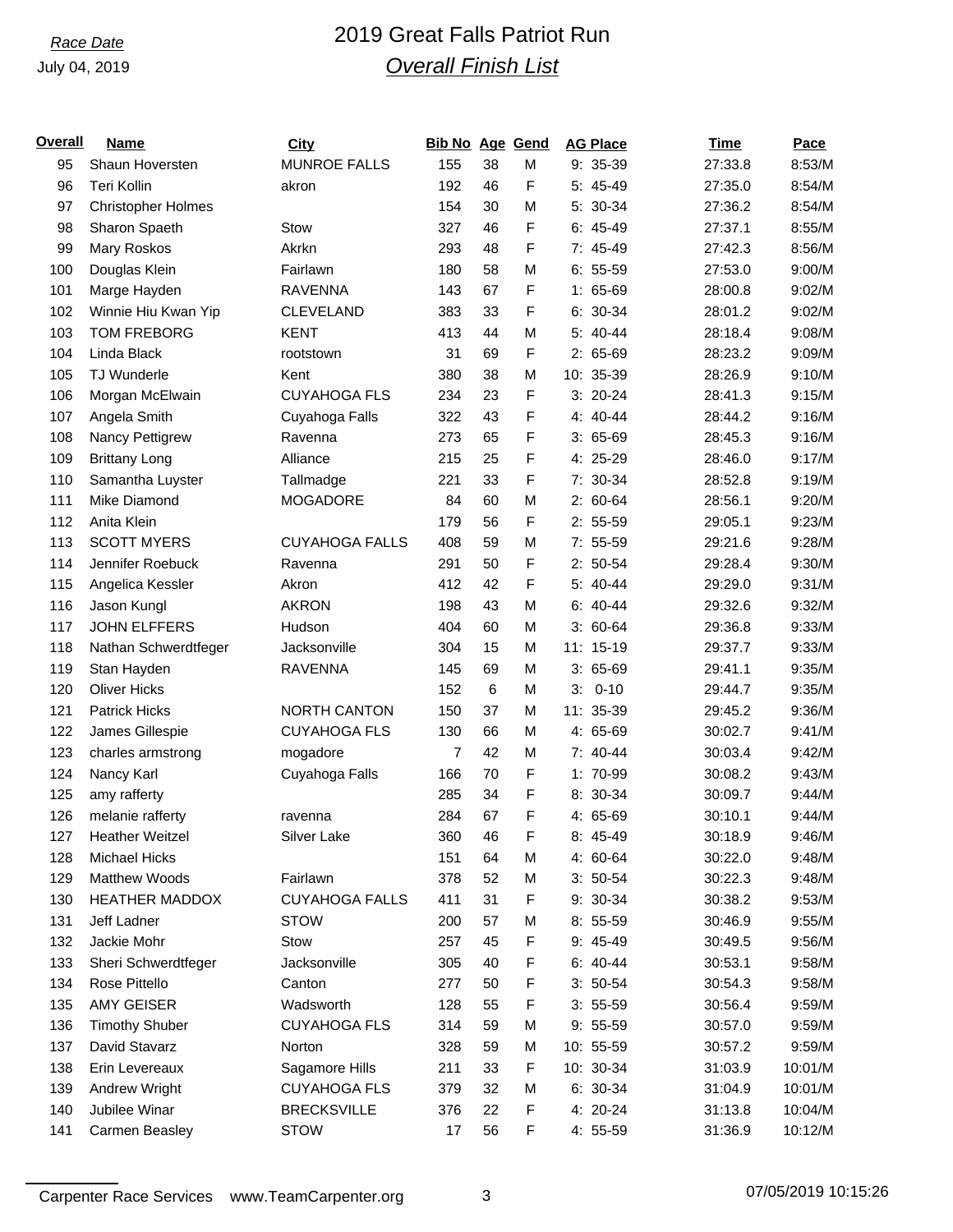*Race Date*
July 04, 2019

# 2019 Great Falls Patriot Run
## *Overall Finish List*

| Overall | Name | City | Bib No | Age | Gend | AG Place | Time | Pace |
|---|---|---|---|---|---|---|---|---|
| 95 | Shaun Hoversten | MUNROE FALLS | 155 | 38 | M | 9: 35-39 | 27:33.8 | 8:53/M |
| 96 | Teri Kollin | akron | 192 | 46 | F | 5: 45-49 | 27:35.0 | 8:54/M |
| 97 | Christopher Holmes | | 154 | 30 | M | 5: 30-34 | 27:36.2 | 8:54/M |
| 98 | Sharon Spaeth | Stow | 327 | 46 | F | 6: 45-49 | 27:37.1 | 8:55/M |
| 99 | Mary Roskos | Akrkn | 293 | 48 | F | 7: 45-49 | 27:42.3 | 8:56/M |
| 100 | Douglas Klein | Fairlawn | 180 | 58 | M | 6: 55-59 | 27:53.0 | 9:00/M |
| 101 | Marge Hayden | RAVENNA | 143 | 67 | F | 1: 65-69 | 28:00.8 | 9:02/M |
| 102 | Winnie Hiu Kwan Yip | CLEVELAND | 383 | 33 | F | 6: 30-34 | 28:01.2 | 9:02/M |
| 103 | TOM FREBORG | KENT | 413 | 44 | M | 5: 40-44 | 28:18.4 | 9:08/M |
| 104 | Linda Black | rootstown | 31 | 69 | F | 2: 65-69 | 28:23.2 | 9:09/M |
| 105 | TJ Wunderle | Kent | 380 | 38 | M | 10: 35-39 | 28:26.9 | 9:10/M |
| 106 | Morgan McElwain | CUYAHOGA FLS | 234 | 23 | F | 3: 20-24 | 28:41.3 | 9:15/M |
| 107 | Angela Smith | Cuyahoga Falls | 322 | 43 | F | 4: 40-44 | 28:44.2 | 9:16/M |
| 108 | Nancy Pettigrew | Ravenna | 273 | 65 | F | 3: 65-69 | 28:45.3 | 9:16/M |
| 109 | Brittany Long | Alliance | 215 | 25 | F | 4: 25-29 | 28:46.0 | 9:17/M |
| 110 | Samantha Luyster | Tallmadge | 221 | 33 | F | 7: 30-34 | 28:52.8 | 9:19/M |
| 111 | Mike Diamond | MOGADORE | 84 | 60 | M | 2: 60-64 | 28:56.1 | 9:20/M |
| 112 | Anita Klein | | 179 | 56 | F | 2: 55-59 | 29:05.1 | 9:23/M |
| 113 | SCOTT MYERS | CUYAHOGA FALLS | 408 | 59 | M | 7: 55-59 | 29:21.6 | 9:28/M |
| 114 | Jennifer Roebuck | Ravenna | 291 | 50 | F | 2: 50-54 | 29:28.4 | 9:30/M |
| 115 | Angelica Kessler | Akron | 412 | 42 | F | 5: 40-44 | 29:29.0 | 9:31/M |
| 116 | Jason Kungl | AKRON | 198 | 43 | M | 6: 40-44 | 29:32.6 | 9:32/M |
| 117 | JOHN ELFFERS | Hudson | 404 | 60 | M | 3: 60-64 | 29:36.8 | 9:33/M |
| 118 | Nathan Schwerdtfeger | Jacksonville | 304 | 15 | M | 11: 15-19 | 29:37.7 | 9:33/M |
| 119 | Stan Hayden | RAVENNA | 145 | 69 | M | 3: 65-69 | 29:41.1 | 9:35/M |
| 120 | Oliver Hicks | | 152 | 6 | M | 3: 0-10 | 29:44.7 | 9:35/M |
| 121 | Patrick Hicks | NORTH CANTON | 150 | 37 | M | 11: 35-39 | 29:45.2 | 9:36/M |
| 122 | James Gillespie | CUYAHOGA FLS | 130 | 66 | M | 4: 65-69 | 30:02.7 | 9:41/M |
| 123 | charles armstrong | mogadore | 7 | 42 | M | 7: 40-44 | 30:03.4 | 9:42/M |
| 124 | Nancy Karl | Cuyahoga Falls | 166 | 70 | F | 1: 70-99 | 30:08.2 | 9:43/M |
| 125 | amy rafferty | | 285 | 34 | F | 8: 30-34 | 30:09.7 | 9:44/M |
| 126 | melanie rafferty | ravenna | 284 | 67 | F | 4: 65-69 | 30:10.1 | 9:44/M |
| 127 | Heather Weitzel | Silver Lake | 360 | 46 | F | 8: 45-49 | 30:18.9 | 9:46/M |
| 128 | Michael Hicks | | 151 | 64 | M | 4: 60-64 | 30:22.0 | 9:48/M |
| 129 | Matthew Woods | Fairlawn | 378 | 52 | M | 3: 50-54 | 30:22.3 | 9:48/M |
| 130 | HEATHER MADDOX | CUYAHOGA FALLS | 411 | 31 | F | 9: 30-34 | 30:38.2 | 9:53/M |
| 131 | Jeff Ladner | STOW | 200 | 57 | M | 8: 55-59 | 30:46.9 | 9:55/M |
| 132 | Jackie Mohr | Stow | 257 | 45 | F | 9: 45-49 | 30:49.5 | 9:56/M |
| 133 | Sheri Schwerdtfeger | Jacksonville | 305 | 40 | F | 6: 40-44 | 30:53.1 | 9:58/M |
| 134 | Rose Pittello | Canton | 277 | 50 | F | 3: 50-54 | 30:54.3 | 9:58/M |
| 135 | AMY GEISER | Wadsworth | 128 | 55 | F | 3: 55-59 | 30:56.4 | 9:59/M |
| 136 | Timothy Shuber | CUYAHOGA FLS | 314 | 59 | M | 9: 55-59 | 30:57.0 | 9:59/M |
| 137 | David Stavarz | Norton | 328 | 59 | M | 10: 55-59 | 30:57.2 | 9:59/M |
| 138 | Erin Levereaux | Sagamore Hills | 211 | 33 | F | 10: 30-34 | 31:03.9 | 10:01/M |
| 139 | Andrew Wright | CUYAHOGA FLS | 379 | 32 | M | 6: 30-34 | 31:04.9 | 10:01/M |
| 140 | Jubilee Winar | BRECKSVILLE | 376 | 22 | F | 4: 20-24 | 31:13.8 | 10:04/M |
| 141 | Carmen Beasley | STOW | 17 | 56 | F | 4: 55-59 | 31:36.9 | 10:12/M |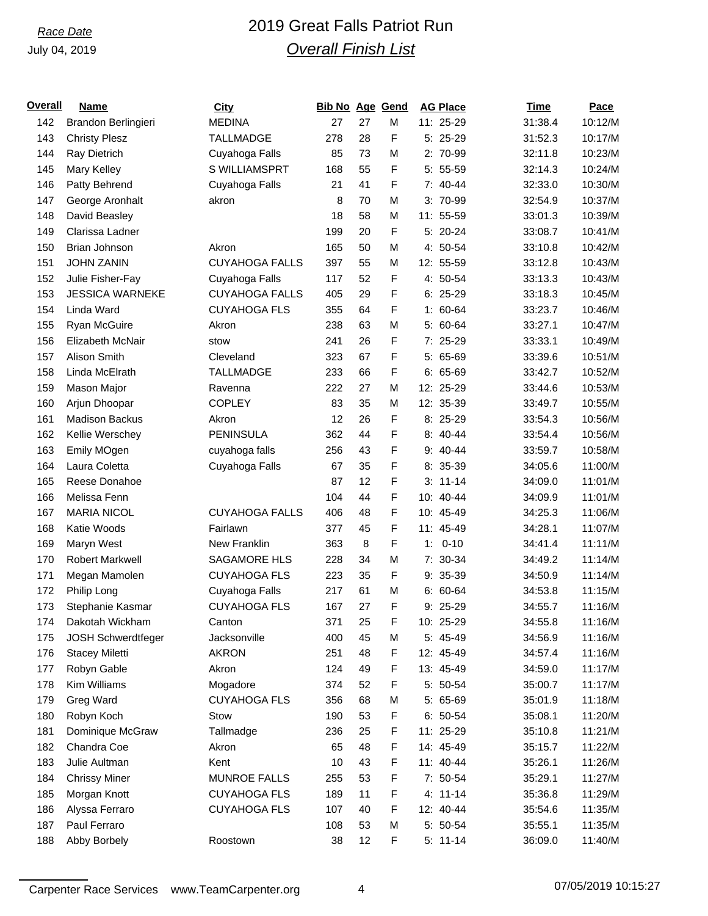Race Date

July 04, 2019

# 2019 Great Falls Patriot Run

## Overall Finish List

| Overall | Name | City | Bib No | Age | Gend | AG Place | Time | Pace |
|---|---|---|---|---|---|---|---|---|
| 142 | Brandon Berlingieri | MEDINA | 27 | 27 | M | 11: 25-29 | 31:38.4 | 10:12/M |
| 143 | Christy Plesz | TALLMADGE | 278 | 28 | F | 5: 25-29 | 31:52.3 | 10:17/M |
| 144 | Ray Dietrich | Cuyahoga Falls | 85 | 73 | M | 2: 70-99 | 32:11.8 | 10:23/M |
| 145 | Mary Kelley | S WILLIAMSPRT | 168 | 55 | F | 5: 55-59 | 32:14.3 | 10:24/M |
| 146 | Patty Behrend | Cuyahoga Falls | 21 | 41 | F | 7: 40-44 | 32:33.0 | 10:30/M |
| 147 | George Aronhalt | akron | 8 | 70 | M | 3: 70-99 | 32:54.9 | 10:37/M |
| 148 | David Beasley | | 18 | 58 | M | 11: 55-59 | 33:01.3 | 10:39/M |
| 149 | Clarissa Ladner | | 199 | 20 | F | 5: 20-24 | 33:08.7 | 10:41/M |
| 150 | Brian Johnson | Akron | 165 | 50 | M | 4: 50-54 | 33:10.8 | 10:42/M |
| 151 | JOHN ZANIN | CUYAHOGA FALLS | 397 | 55 | M | 12: 55-59 | 33:12.8 | 10:43/M |
| 152 | Julie Fisher-Fay | Cuyahoga Falls | 117 | 52 | F | 4: 50-54 | 33:13.3 | 10:43/M |
| 153 | JESSICA WARNEKE | CUYAHOGA FALLS | 405 | 29 | F | 6: 25-29 | 33:18.3 | 10:45/M |
| 154 | Linda Ward | CUYAHOGA FLS | 355 | 64 | F | 1: 60-64 | 33:23.7 | 10:46/M |
| 155 | Ryan McGuire | Akron | 238 | 63 | M | 5: 60-64 | 33:27.1 | 10:47/M |
| 156 | Elizabeth McNair | stow | 241 | 26 | F | 7: 25-29 | 33:33.1 | 10:49/M |
| 157 | Alison Smith | Cleveland | 323 | 67 | F | 5: 65-69 | 33:39.6 | 10:51/M |
| 158 | Linda McElrath | TALLMADGE | 233 | 66 | F | 6: 65-69 | 33:42.7 | 10:52/M |
| 159 | Mason Major | Ravenna | 222 | 27 | M | 12: 25-29 | 33:44.6 | 10:53/M |
| 160 | Arjun Dhoopar | COPLEY | 83 | 35 | M | 12: 35-39 | 33:49.7 | 10:55/M |
| 161 | Madison Backus | Akron | 12 | 26 | F | 8: 25-29 | 33:54.3 | 10:56/M |
| 162 | Kellie Werschey | PENINSULA | 362 | 44 | F | 8: 40-44 | 33:54.4 | 10:56/M |
| 163 | Emily MOgen | cuyahoga falls | 256 | 43 | F | 9: 40-44 | 33:59.7 | 10:58/M |
| 164 | Laura Coletta | Cuyahoga Falls | 67 | 35 | F | 8: 35-39 | 34:05.6 | 11:00/M |
| 165 | Reese Donahoe | | 87 | 12 | F | 3: 11-14 | 34:09.0 | 11:01/M |
| 166 | Melissa Fenn | | 104 | 44 | F | 10: 40-44 | 34:09.9 | 11:01/M |
| 167 | MARIA NICOL | CUYAHOGA FALLS | 406 | 48 | F | 10: 45-49 | 34:25.3 | 11:06/M |
| 168 | Katie Woods | Fairlawn | 377 | 45 | F | 11: 45-49 | 34:28.1 | 11:07/M |
| 169 | Maryn West | New Franklin | 363 | 8 | F | 1: 0-10 | 34:41.4 | 11:11/M |
| 170 | Robert Markwell | SAGAMORE HLS | 228 | 34 | M | 7: 30-34 | 34:49.2 | 11:14/M |
| 171 | Megan Mamolen | CUYAHOGA FLS | 223 | 35 | F | 9: 35-39 | 34:50.9 | 11:14/M |
| 172 | Philip Long | Cuyahoga Falls | 217 | 61 | M | 6: 60-64 | 34:53.8 | 11:15/M |
| 173 | Stephanie Kasmar | CUYAHOGA FLS | 167 | 27 | F | 9: 25-29 | 34:55.7 | 11:16/M |
| 174 | Dakotah Wickham | Canton | 371 | 25 | F | 10: 25-29 | 34:55.8 | 11:16/M |
| 175 | JOSH Schwerdtfeger | Jacksonville | 400 | 45 | M | 5: 45-49 | 34:56.9 | 11:16/M |
| 176 | Stacey Miletti | AKRON | 251 | 48 | F | 12: 45-49 | 34:57.4 | 11:16/M |
| 177 | Robyn Gable | Akron | 124 | 49 | F | 13: 45-49 | 34:59.0 | 11:17/M |
| 178 | Kim Williams | Mogadore | 374 | 52 | F | 5: 50-54 | 35:00.7 | 11:17/M |
| 179 | Greg Ward | CUYAHOGA FLS | 356 | 68 | M | 5: 65-69 | 35:01.9 | 11:18/M |
| 180 | Robyn Koch | Stow | 190 | 53 | F | 6: 50-54 | 35:08.1 | 11:20/M |
| 181 | Dominique McGraw | Tallmadge | 236 | 25 | F | 11: 25-29 | 35:10.8 | 11:21/M |
| 182 | Chandra Coe | Akron | 65 | 48 | F | 14: 45-49 | 35:15.7 | 11:22/M |
| 183 | Julie Aultman | Kent | 10 | 43 | F | 11: 40-44 | 35:26.1 | 11:26/M |
| 184 | Chrissy Miner | MUNROE FALLS | 255 | 53 | F | 7: 50-54 | 35:29.1 | 11:27/M |
| 185 | Morgan Knott | CUYAHOGA FLS | 189 | 11 | F | 4: 11-14 | 35:36.8 | 11:29/M |
| 186 | Alyssa Ferraro | CUYAHOGA FLS | 107 | 40 | F | 12: 40-44 | 35:54.6 | 11:35/M |
| 187 | Paul Ferraro | | 108 | 53 | M | 5: 50-54 | 35:55.1 | 11:35/M |
| 188 | Abby Borbely | Roostown | 38 | 12 | F | 5: 11-14 | 36:09.0 | 11:40/M |

Carpenter Race Services www.TeamCarpenter.org 07/05/2019 10:15:27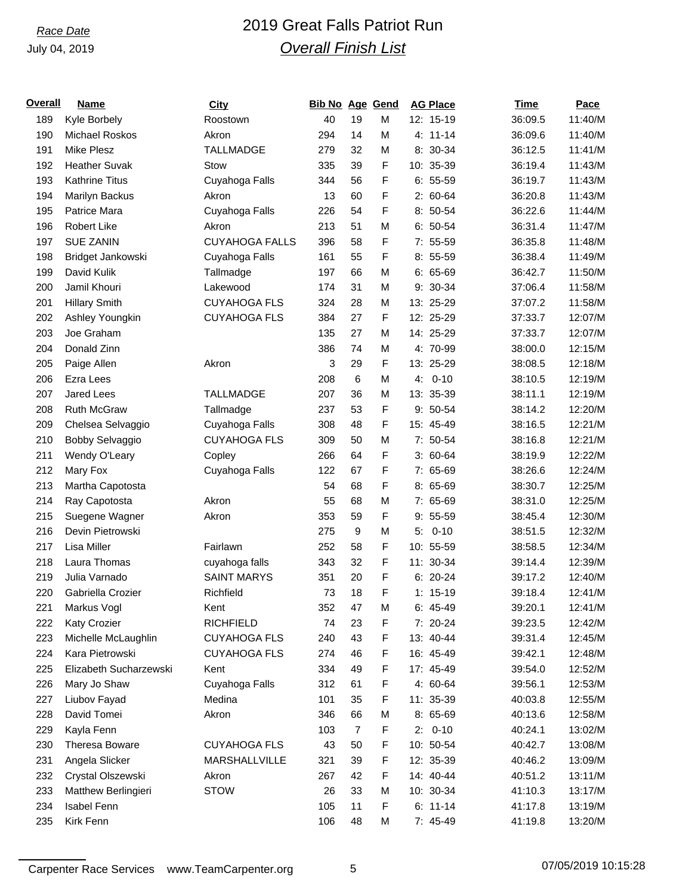*Race Date*

July 04, 2019

# 2019 Great Falls Patriot Run

## *Overall Finish List*

| Overall | Name | City | Bib No | Age | Gend | AG Place | Time | Pace |
|---|---|---|---|---|---|---|---|---|
| 189 | Kyle Borbely | Roostown | 40 | 19 | M | 12: 15-19 | 36:09.5 | 11:40/M |
| 190 | Michael Roskos | Akron | 294 | 14 | M | 4: 11-14 | 36:09.6 | 11:40/M |
| 191 | Mike Plesz | TALLMADGE | 279 | 32 | M | 8: 30-34 | 36:12.5 | 11:41/M |
| 192 | Heather Suvak | Stow | 335 | 39 | F | 10: 35-39 | 36:19.4 | 11:43/M |
| 193 | Kathrine Titus | Cuyahoga Falls | 344 | 56 | F | 6: 55-59 | 36:19.7 | 11:43/M |
| 194 | Marilyn Backus | Akron | 13 | 60 | F | 2: 60-64 | 36:20.8 | 11:43/M |
| 195 | Patrice Mara | Cuyahoga Falls | 226 | 54 | F | 8: 50-54 | 36:22.6 | 11:44/M |
| 196 | Robert Like | Akron | 213 | 51 | M | 6: 50-54 | 36:31.4 | 11:47/M |
| 197 | SUE ZANIN | CUYAHOGA FALLS | 396 | 58 | F | 7: 55-59 | 36:35.8 | 11:48/M |
| 198 | Bridget Jankowski | Cuyahoga Falls | 161 | 55 | F | 8: 55-59 | 36:38.4 | 11:49/M |
| 199 | David Kulik | Tallmadge | 197 | 66 | M | 6: 65-69 | 36:42.7 | 11:50/M |
| 200 | Jamil Khouri | Lakewood | 174 | 31 | M | 9: 30-34 | 37:06.4 | 11:58/M |
| 201 | Hillary Smith | CUYAHOGA FLS | 324 | 28 | M | 13: 25-29 | 37:07.2 | 11:58/M |
| 202 | Ashley Youngkin | CUYAHOGA FLS | 384 | 27 | F | 12: 25-29 | 37:33.7 | 12:07/M |
| 203 | Joe Graham | | 135 | 27 | M | 14: 25-29 | 37:33.7 | 12:07/M |
| 204 | Donald Zinn | | 386 | 74 | M | 4: 70-99 | 38:00.0 | 12:15/M |
| 205 | Paige Allen | Akron | 3 | 29 | F | 13: 25-29 | 38:08.5 | 12:18/M |
| 206 | Ezra Lees | | 208 | 6 | M | 4: 0-10 | 38:10.5 | 12:19/M |
| 207 | Jared Lees | TALLMADGE | 207 | 36 | M | 13: 35-39 | 38:11.1 | 12:19/M |
| 208 | Ruth McGraw | Tallmadge | 237 | 53 | F | 9: 50-54 | 38:14.2 | 12:20/M |
| 209 | Chelsea Selvaggio | Cuyahoga Falls | 308 | 48 | F | 15: 45-49 | 38:16.5 | 12:21/M |
| 210 | Bobby Selvaggio | CUYAHOGA FLS | 309 | 50 | M | 7: 50-54 | 38:16.8 | 12:21/M |
| 211 | Wendy O'Leary | Copley | 266 | 64 | F | 3: 60-64 | 38:19.9 | 12:22/M |
| 212 | Mary Fox | Cuyahoga Falls | 122 | 67 | F | 7: 65-69 | 38:26.6 | 12:24/M |
| 213 | Martha Capotosta | | 54 | 68 | F | 8: 65-69 | 38:30.7 | 12:25/M |
| 214 | Ray Capotosta | Akron | 55 | 68 | M | 7: 65-69 | 38:31.0 | 12:25/M |
| 215 | Suegene Wagner | Akron | 353 | 59 | F | 9: 55-59 | 38:45.4 | 12:30/M |
| 216 | Devin Pietrowski | | 275 | 9 | M | 5: 0-10 | 38:51.5 | 12:32/M |
| 217 | Lisa Miller | Fairlawn | 252 | 58 | F | 10: 55-59 | 38:58.5 | 12:34/M |
| 218 | Laura Thomas | cuyahoga falls | 343 | 32 | F | 11: 30-34 | 39:14.4 | 12:39/M |
| 219 | Julia Varnado | SAINT MARYS | 351 | 20 | F | 6: 20-24 | 39:17.2 | 12:40/M |
| 220 | Gabriella Crozier | Richfield | 73 | 18 | F | 1: 15-19 | 39:18.4 | 12:41/M |
| 221 | Markus Vogl | Kent | 352 | 47 | M | 6: 45-49 | 39:20.1 | 12:41/M |
| 222 | Katy Crozier | RICHFIELD | 74 | 23 | F | 7: 20-24 | 39:23.5 | 12:42/M |
| 223 | Michelle McLaughlin | CUYAHOGA FLS | 240 | 43 | F | 13: 40-44 | 39:31.4 | 12:45/M |
| 224 | Kara Pietrowski | CUYAHOGA FLS | 274 | 46 | F | 16: 45-49 | 39:42.1 | 12:48/M |
| 225 | Elizabeth Sucharzewski | Kent | 334 | 49 | F | 17: 45-49 | 39:54.0 | 12:52/M |
| 226 | Mary Jo Shaw | Cuyahoga Falls | 312 | 61 | F | 4: 60-64 | 39:56.1 | 12:53/M |
| 227 | Liubov Fayad | Medina | 101 | 35 | F | 11: 35-39 | 40:03.8 | 12:55/M |
| 228 | David Tomei | Akron | 346 | 66 | M | 8: 65-69 | 40:13.6 | 12:58/M |
| 229 | Kayla Fenn | | 103 | 7 | F | 2: 0-10 | 40:24.1 | 13:02/M |
| 230 | Theresa Boware | CUYAHOGA FLS | 43 | 50 | F | 10: 50-54 | 40:42.7 | 13:08/M |
| 231 | Angela Slicker | MARSHALLVILLE | 321 | 39 | F | 12: 35-39 | 40:46.2 | 13:09/M |
| 232 | Crystal Olszewski | Akron | 267 | 42 | F | 14: 40-44 | 40:51.2 | 13:11/M |
| 233 | Matthew Berlingieri | STOW | 26 | 33 | M | 10: 30-34 | 41:10.3 | 13:17/M |
| 234 | Isabel Fenn | | 105 | 11 | F | 6: 11-14 | 41:17.8 | 13:19/M |
| 235 | Kirk Fenn | | 106 | 48 | M | 7: 45-49 | 41:19.8 | 13:20/M |

Carpenter Race Services www.TeamCarpenter.org 07/05/2019 10:15:28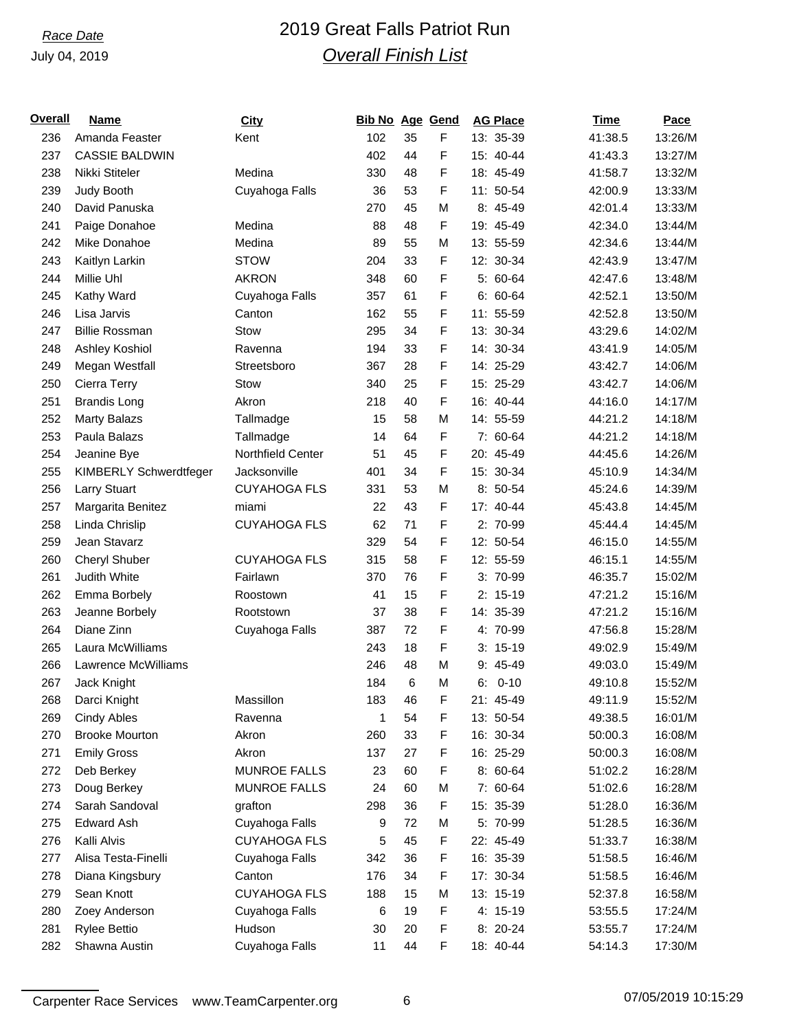Race Date
July 04, 2019

# 2019 Great Falls Patriot Run

## Overall Finish List

| Overall | Name | City | Bib No | Age | Gend | AG Place | Time | Pace |
|---|---|---|---|---|---|---|---|---|
| 236 | Amanda Feaster | Kent | 102 | 35 | F | 13: 35-39 | 41:38.5 | 13:26/M |
| 237 | CASSIE BALDWIN | | 402 | 44 | F | 15: 40-44 | 41:43.3 | 13:27/M |
| 238 | Nikki Stiteler | Medina | 330 | 48 | F | 18: 45-49 | 41:58.7 | 13:32/M |
| 239 | Judy Booth | Cuyahoga Falls | 36 | 53 | F | 11: 50-54 | 42:00.9 | 13:33/M |
| 240 | David Panuska | | 270 | 45 | M | 8: 45-49 | 42:01.4 | 13:33/M |
| 241 | Paige Donahoe | Medina | 88 | 48 | F | 19: 45-49 | 42:34.0 | 13:44/M |
| 242 | Mike Donahoe | Medina | 89 | 55 | M | 13: 55-59 | 42:34.6 | 13:44/M |
| 243 | Kaitlyn Larkin | STOW | 204 | 33 | F | 12: 30-34 | 42:43.9 | 13:47/M |
| 244 | Millie Uhl | AKRON | 348 | 60 | F | 5: 60-64 | 42:47.6 | 13:48/M |
| 245 | Kathy Ward | Cuyahoga Falls | 357 | 61 | F | 6: 60-64 | 42:52.1 | 13:50/M |
| 246 | Lisa Jarvis | Canton | 162 | 55 | F | 11: 55-59 | 42:52.8 | 13:50/M |
| 247 | Billie Rossman | Stow | 295 | 34 | F | 13: 30-34 | 43:29.6 | 14:02/M |
| 248 | Ashley Koshiol | Ravenna | 194 | 33 | F | 14: 30-34 | 43:41.9 | 14:05/M |
| 249 | Megan Westfall | Streetsboro | 367 | 28 | F | 14: 25-29 | 43:42.7 | 14:06/M |
| 250 | Cierra Terry | Stow | 340 | 25 | F | 15: 25-29 | 43:42.7 | 14:06/M |
| 251 | Brandis Long | Akron | 218 | 40 | F | 16: 40-44 | 44:16.0 | 14:17/M |
| 252 | Marty Balazs | Tallmadge | 15 | 58 | M | 14: 55-59 | 44:21.2 | 14:18/M |
| 253 | Paula Balazs | Tallmadge | 14 | 64 | F | 7: 60-64 | 44:21.2 | 14:18/M |
| 254 | Jeanine Bye | Northfield Center | 51 | 45 | F | 20: 45-49 | 44:45.6 | 14:26/M |
| 255 | KIMBERLY Schwerdtfeger | Jacksonville | 401 | 34 | F | 15: 30-34 | 45:10.9 | 14:34/M |
| 256 | Larry Stuart | CUYAHOGA FLS | 331 | 53 | M | 8: 50-54 | 45:24.6 | 14:39/M |
| 257 | Margarita Benitez | miami | 22 | 43 | F | 17: 40-44 | 45:43.8 | 14:45/M |
| 258 | Linda Chrislip | CUYAHOGA FLS | 62 | 71 | F | 2: 70-99 | 45:44.4 | 14:45/M |
| 259 | Jean Stavarz | | 329 | 54 | F | 12: 50-54 | 46:15.0 | 14:55/M |
| 260 | Cheryl Shuber | CUYAHOGA FLS | 315 | 58 | F | 12: 55-59 | 46:15.1 | 14:55/M |
| 261 | Judith White | Fairlawn | 370 | 76 | F | 3: 70-99 | 46:35.7 | 15:02/M |
| 262 | Emma Borbely | Roostown | 41 | 15 | F | 2: 15-19 | 47:21.2 | 15:16/M |
| 263 | Jeanne Borbely | Rootstown | 37 | 38 | F | 14: 35-39 | 47:21.2 | 15:16/M |
| 264 | Diane Zinn | Cuyahoga Falls | 387 | 72 | F | 4: 70-99 | 47:56.8 | 15:28/M |
| 265 | Laura McWilliams | | 243 | 18 | F | 3: 15-19 | 49:02.9 | 15:49/M |
| 266 | Lawrence McWilliams | | 246 | 48 | M | 9: 45-49 | 49:03.0 | 15:49/M |
| 267 | Jack Knight | | 184 | 6 | M | 6: 0-10 | 49:10.8 | 15:52/M |
| 268 | Darci Knight | Massillon | 183 | 46 | F | 21: 45-49 | 49:11.9 | 15:52/M |
| 269 | Cindy Ables | Ravenna | 1 | 54 | F | 13: 50-54 | 49:38.5 | 16:01/M |
| 270 | Brooke Mourton | Akron | 260 | 33 | F | 16: 30-34 | 50:00.3 | 16:08/M |
| 271 | Emily Gross | Akron | 137 | 27 | F | 16: 25-29 | 50:00.3 | 16:08/M |
| 272 | Deb Berkey | MUNROE FALLS | 23 | 60 | F | 8: 60-64 | 51:02.2 | 16:28/M |
| 273 | Doug Berkey | MUNROE FALLS | 24 | 60 | M | 7: 60-64 | 51:02.6 | 16:28/M |
| 274 | Sarah Sandoval | grafton | 298 | 36 | F | 15: 35-39 | 51:28.0 | 16:36/M |
| 275 | Edward Ash | Cuyahoga Falls | 9 | 72 | M | 5: 70-99 | 51:28.5 | 16:36/M |
| 276 | Kalli Alvis | CUYAHOGA FLS | 5 | 45 | F | 22: 45-49 | 51:33.7 | 16:38/M |
| 277 | Alisa Testa-Finelli | Cuyahoga Falls | 342 | 36 | F | 16: 35-39 | 51:58.5 | 16:46/M |
| 278 | Diana Kingsbury | Canton | 176 | 34 | F | 17: 30-34 | 51:58.5 | 16:46/M |
| 279 | Sean Knott | CUYAHOGA FLS | 188 | 15 | M | 13: 15-19 | 52:37.8 | 16:58/M |
| 280 | Zoey Anderson | Cuyahoga Falls | 6 | 19 | F | 4: 15-19 | 53:55.5 | 17:24/M |
| 281 | Rylee Bettio | Hudson | 30 | 20 | F | 8: 20-24 | 53:55.7 | 17:24/M |
| 282 | Shawna Austin | Cuyahoga Falls | 11 | 44 | F | 18: 40-44 | 54:14.3 | 17:30/M |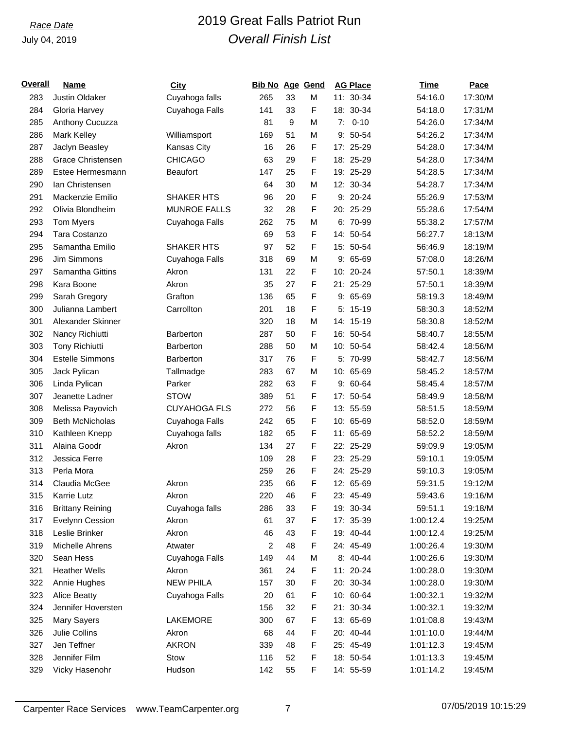*Race Date*

July 04, 2019

# 2019 Great Falls Patriot Run

## *Overall Finish List*

| Overall | Name | City | Bib No | Age | Gend | AG Place | Time | Pace |
|---|---|---|---|---|---|---|---|---|
| 283 | Justin Oldaker | Cuyahoga falls | 265 | 33 | M | 11: 30-34 | 54:16.0 | 17:30/M |
| 284 | Gloria Harvey | Cuyahoga Falls | 141 | 33 | F | 18: 30-34 | 54:18.0 | 17:31/M |
| 285 | Anthony Cucuzza | | 81 | 9 | M | 7: 0-10 | 54:26.0 | 17:34/M |
| 286 | Mark Kelley | Williamsport | 169 | 51 | M | 9: 50-54 | 54:26.2 | 17:34/M |
| 287 | Jaclyn Beasley | Kansas City | 16 | 26 | F | 17: 25-29 | 54:28.0 | 17:34/M |
| 288 | Grace Christensen | CHICAGO | 63 | 29 | F | 18: 25-29 | 54:28.0 | 17:34/M |
| 289 | Estee Hermesmann | Beaufort | 147 | 25 | F | 19: 25-29 | 54:28.5 | 17:34/M |
| 290 | Ian Christensen | | 64 | 30 | M | 12: 30-34 | 54:28.7 | 17:34/M |
| 291 | Mackenzie Emilio | SHAKER HTS | 96 | 20 | F | 9: 20-24 | 55:26.9 | 17:53/M |
| 292 | Olivia Blondheim | MUNROE FALLS | 32 | 28 | F | 20: 25-29 | 55:28.6 | 17:54/M |
| 293 | Tom Myers | Cuyahoga Falls | 262 | 75 | M | 6: 70-99 | 55:38.2 | 17:57/M |
| 294 | Tara Costanzo | | 69 | 53 | F | 14: 50-54 | 56:27.7 | 18:13/M |
| 295 | Samantha Emilio | SHAKER HTS | 97 | 52 | F | 15: 50-54 | 56:46.9 | 18:19/M |
| 296 | Jim Simmons | Cuyahoga Falls | 318 | 69 | M | 9: 65-69 | 57:08.0 | 18:26/M |
| 297 | Samantha Gittins | Akron | 131 | 22 | F | 10: 20-24 | 57:50.1 | 18:39/M |
| 298 | Kara Boone | Akron | 35 | 27 | F | 21: 25-29 | 57:50.1 | 18:39/M |
| 299 | Sarah Gregory | Grafton | 136 | 65 | F | 9: 65-69 | 58:19.3 | 18:49/M |
| 300 | Julianna Lambert | Carrollton | 201 | 18 | F | 5: 15-19 | 58:30.3 | 18:52/M |
| 301 | Alexander Skinner | | 320 | 18 | M | 14: 15-19 | 58:30.8 | 18:52/M |
| 302 | Nancy Richiutti | Barberton | 287 | 50 | F | 16: 50-54 | 58:40.7 | 18:55/M |
| 303 | Tony Richiutti | Barberton | 288 | 50 | M | 10: 50-54 | 58:42.4 | 18:56/M |
| 304 | Estelle Simmons | Barberton | 317 | 76 | F | 5: 70-99 | 58:42.7 | 18:56/M |
| 305 | Jack Pylican | Tallmadge | 283 | 67 | M | 10: 65-69 | 58:45.2 | 18:57/M |
| 306 | Linda Pylican | Parker | 282 | 63 | F | 9: 60-64 | 58:45.4 | 18:57/M |
| 307 | Jeanette Ladner | STOW | 389 | 51 | F | 17: 50-54 | 58:49.9 | 18:58/M |
| 308 | Melissa Payovich | CUYAHOGA FLS | 272 | 56 | F | 13: 55-59 | 58:51.5 | 18:59/M |
| 309 | Beth McNicholas | Cuyahoga Falls | 242 | 65 | F | 10: 65-69 | 58:52.0 | 18:59/M |
| 310 | Kathleen Knepp | Cuyahoga falls | 182 | 65 | F | 11: 65-69 | 58:52.2 | 18:59/M |
| 311 | Alaina Goodr | Akron | 134 | 27 | F | 22: 25-29 | 59:09.9 | 19:05/M |
| 312 | Jessica Ferre | | 109 | 28 | F | 23: 25-29 | 59:10.1 | 19:05/M |
| 313 | Perla Mora | | 259 | 26 | F | 24: 25-29 | 59:10.3 | 19:05/M |
| 314 | Claudia McGee | Akron | 235 | 66 | F | 12: 65-69 | 59:31.5 | 19:12/M |
| 315 | Karrie Lutz | Akron | 220 | 46 | F | 23: 45-49 | 59:43.6 | 19:16/M |
| 316 | Brittany Reining | Cuyahoga falls | 286 | 33 | F | 19: 30-34 | 59:51.1 | 19:18/M |
| 317 | Evelynn Cession | Akron | 61 | 37 | F | 17: 35-39 | 1:00:12.4 | 19:25/M |
| 318 | Leslie Brinker | Akron | 46 | 43 | F | 19: 40-44 | 1:00:12.4 | 19:25/M |
| 319 | Michelle Ahrens | Atwater | 2 | 48 | F | 24: 45-49 | 1:00:26.4 | 19:30/M |
| 320 | Sean Hess | Cuyahoga Falls | 149 | 44 | M | 8: 40-44 | 1:00:26.6 | 19:30/M |
| 321 | Heather Wells | Akron | 361 | 24 | F | 11: 20-24 | 1:00:28.0 | 19:30/M |
| 322 | Annie Hughes | NEW PHILA | 157 | 30 | F | 20: 30-34 | 1:00:28.0 | 19:30/M |
| 323 | Alice Beatty | Cuyahoga Falls | 20 | 61 | F | 10: 60-64 | 1:00:32.1 | 19:32/M |
| 324 | Jennifer Hoversten | | 156 | 32 | F | 21: 30-34 | 1:00:32.1 | 19:32/M |
| 325 | Mary Sayers | LAKEMORE | 300 | 67 | F | 13: 65-69 | 1:01:08.8 | 19:43/M |
| 326 | Julie Collins | Akron | 68 | 44 | F | 20: 40-44 | 1:01:10.0 | 19:44/M |
| 327 | Jen Teffner | AKRON | 339 | 48 | F | 25: 45-49 | 1:01:12.3 | 19:45/M |
| 328 | Jennifer Film | Stow | 116 | 52 | F | 18: 50-54 | 1:01:13.3 | 19:45/M |
| 329 | Vicky Hasenohr | Hudson | 142 | 55 | F | 14: 55-59 | 1:01:14.2 | 19:45/M |

Carpenter Race Services www.TeamCarpenter.org 07/05/2019 10:15:29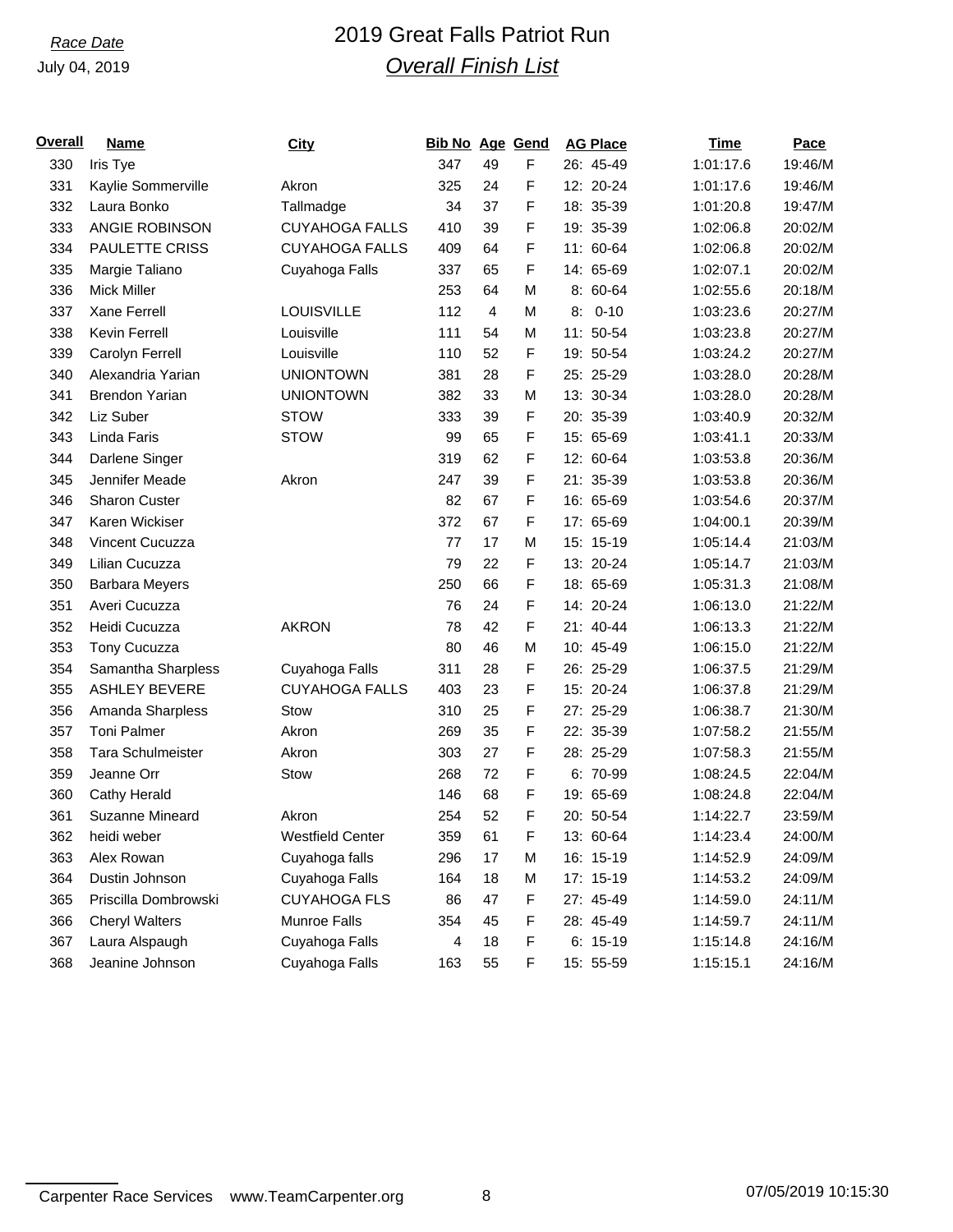Race Date

July 04, 2019

# 2019 Great Falls Patriot Run

## Overall Finish List

| Overall | Name | City | Bib No | Age | Gend | AG Place | Time | Pace |
|---|---|---|---|---|---|---|---|---|
| 330 | Iris Tye | | 347 | 49 | F | 26: 45-49 | 1:01:17.6 | 19:46/M |
| 331 | Kaylie Sommerville | Akron | 325 | 24 | F | 12: 20-24 | 1:01:17.6 | 19:46/M |
| 332 | Laura Bonko | Tallmadge | 34 | 37 | F | 18: 35-39 | 1:01:20.8 | 19:47/M |
| 333 | ANGIE ROBINSON | CUYAHOGA FALLS | 410 | 39 | F | 19: 35-39 | 1:02:06.8 | 20:02/M |
| 334 | PAULETTE CRISS | CUYAHOGA FALLS | 409 | 64 | F | 11: 60-64 | 1:02:06.8 | 20:02/M |
| 335 | Margie Taliano | Cuyahoga Falls | 337 | 65 | F | 14: 65-69 | 1:02:07.1 | 20:02/M |
| 336 | Mick Miller | | 253 | 64 | M | 8: 60-64 | 1:02:55.6 | 20:18/M |
| 337 | Xane Ferrell | LOUISVILLE | 112 | 4 | M | 8: 0-10 | 1:03:23.6 | 20:27/M |
| 338 | Kevin Ferrell | Louisville | 111 | 54 | M | 11: 50-54 | 1:03:23.8 | 20:27/M |
| 339 | Carolyn Ferrell | Louisville | 110 | 52 | F | 19: 50-54 | 1:03:24.2 | 20:27/M |
| 340 | Alexandria Yarian | UNIONTOWN | 381 | 28 | F | 25: 25-29 | 1:03:28.0 | 20:28/M |
| 341 | Brendon Yarian | UNIONTOWN | 382 | 33 | M | 13: 30-34 | 1:03:28.0 | 20:28/M |
| 342 | Liz Suber | STOW | 333 | 39 | F | 20: 35-39 | 1:03:40.9 | 20:32/M |
| 343 | Linda Faris | STOW | 99 | 65 | F | 15: 65-69 | 1:03:41.1 | 20:33/M |
| 344 | Darlene Singer | | 319 | 62 | F | 12: 60-64 | 1:03:53.8 | 20:36/M |
| 345 | Jennifer Meade | Akron | 247 | 39 | F | 21: 35-39 | 1:03:53.8 | 20:36/M |
| 346 | Sharon Custer | | 82 | 67 | F | 16: 65-69 | 1:03:54.6 | 20:37/M |
| 347 | Karen Wickiser | | 372 | 67 | F | 17: 65-69 | 1:04:00.1 | 20:39/M |
| 348 | Vincent Cucuzza | | 77 | 17 | M | 15: 15-19 | 1:05:14.4 | 21:03/M |
| 349 | Lilian Cucuzza | | 79 | 22 | F | 13: 20-24 | 1:05:14.7 | 21:03/M |
| 350 | Barbara Meyers | | 250 | 66 | F | 18: 65-69 | 1:05:31.3 | 21:08/M |
| 351 | Averi Cucuzza | | 76 | 24 | F | 14: 20-24 | 1:06:13.0 | 21:22/M |
| 352 | Heidi Cucuzza | AKRON | 78 | 42 | F | 21: 40-44 | 1:06:13.3 | 21:22/M |
| 353 | Tony Cucuzza | | 80 | 46 | M | 10: 45-49 | 1:06:15.0 | 21:22/M |
| 354 | Samantha Sharpless | Cuyahoga Falls | 311 | 28 | F | 26: 25-29 | 1:06:37.5 | 21:29/M |
| 355 | ASHLEY BEVERE | CUYAHOGA FALLS | 403 | 23 | F | 15: 20-24 | 1:06:37.8 | 21:29/M |
| 356 | Amanda Sharpless | Stow | 310 | 25 | F | 27: 25-29 | 1:06:38.7 | 21:30/M |
| 357 | Toni Palmer | Akron | 269 | 35 | F | 22: 35-39 | 1:07:58.2 | 21:55/M |
| 358 | Tara Schulmeister | Akron | 303 | 27 | F | 28: 25-29 | 1:07:58.3 | 21:55/M |
| 359 | Jeanne Orr | Stow | 268 | 72 | F | 6: 70-99 | 1:08:24.5 | 22:04/M |
| 360 | Cathy Herald | | 146 | 68 | F | 19: 65-69 | 1:08:24.8 | 22:04/M |
| 361 | Suzanne Mineard | Akron | 254 | 52 | F | 20: 50-54 | 1:14:22.7 | 23:59/M |
| 362 | heidi weber | Westfield Center | 359 | 61 | F | 13: 60-64 | 1:14:23.4 | 24:00/M |
| 363 | Alex Rowan | Cuyahoga falls | 296 | 17 | M | 16: 15-19 | 1:14:52.9 | 24:09/M |
| 364 | Dustin Johnson | Cuyahoga Falls | 164 | 18 | M | 17: 15-19 | 1:14:53.2 | 24:09/M |
| 365 | Priscilla Dombrowski | CUYAHOGA FLS | 86 | 47 | F | 27: 45-49 | 1:14:59.0 | 24:11/M |
| 366 | Cheryl Walters | Munroe Falls | 354 | 45 | F | 28: 45-49 | 1:14:59.7 | 24:11/M |
| 367 | Laura Alspaugh | Cuyahoga Falls | 4 | 18 | F | 6: 15-19 | 1:15:14.8 | 24:16/M |
| 368 | Jeanine Johnson | Cuyahoga Falls | 163 | 55 | F | 15: 55-59 | 1:15:15.1 | 24:16/M |